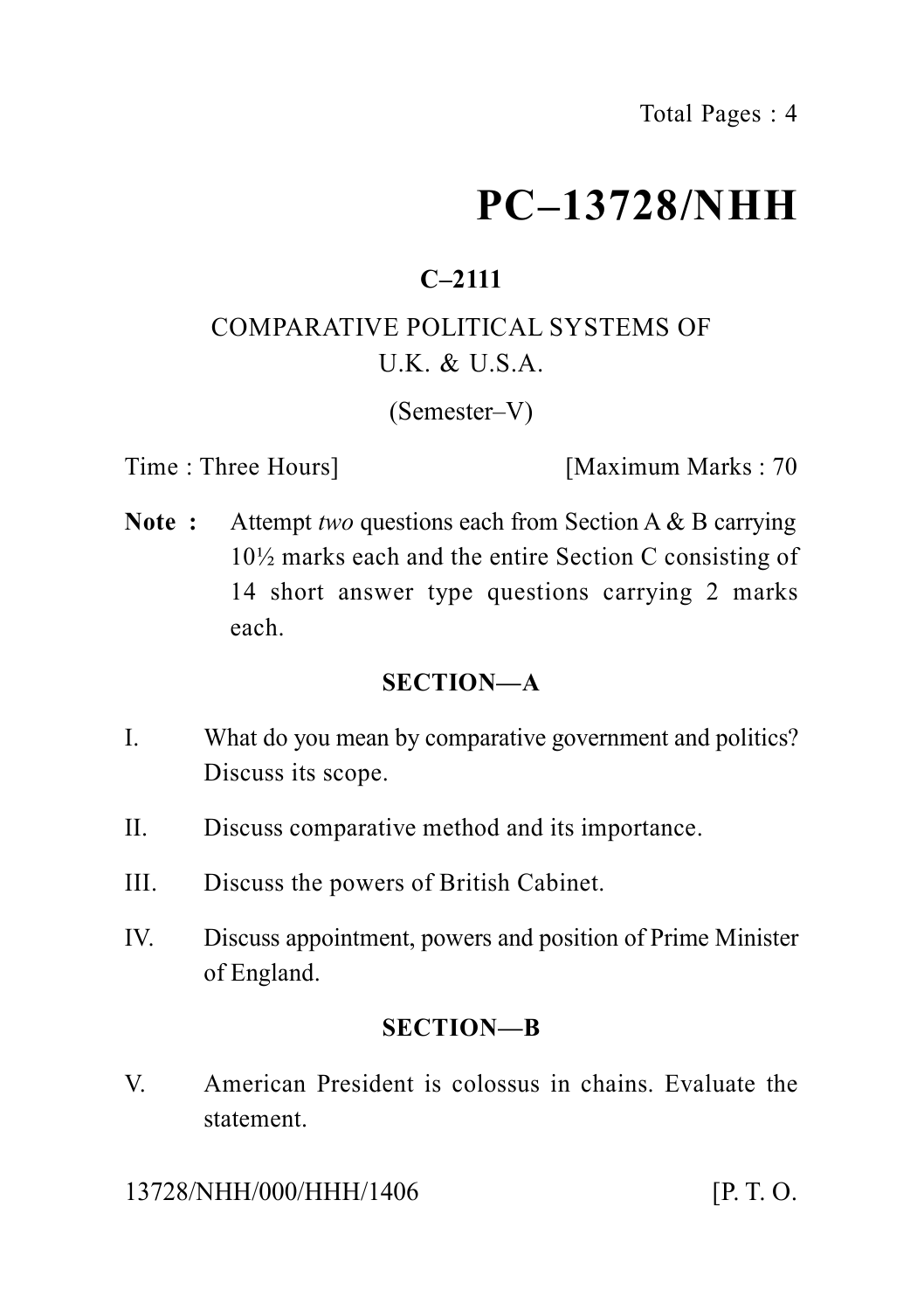# PC–13728/NHH

**C–2111**

COMPARATIVE POLITICAL SYSTEMS OF U.K. & U.S.A.

(Semester–V)

Time : Three Hours] [Maximum Marks : 70

**Note :** Attempt *two* questions each from Section A & B carrying 10½ marks each and the entire Section C consisting of 14 short answer type questions carrying 2 marks each.

## SECTION—A

I. What do you mean by comparative government and politics? Discuss its scope.

II. Discuss comparative method and its importance.

III. Discuss the powers of British Cabinet.

IV. Discuss appointment, powers and position of Prime Minister of England.

## SECTION—B

V. American President is colossus in chains. Evaluate the statement.

13728/NHH/000/HHH/1406 [P. T. O.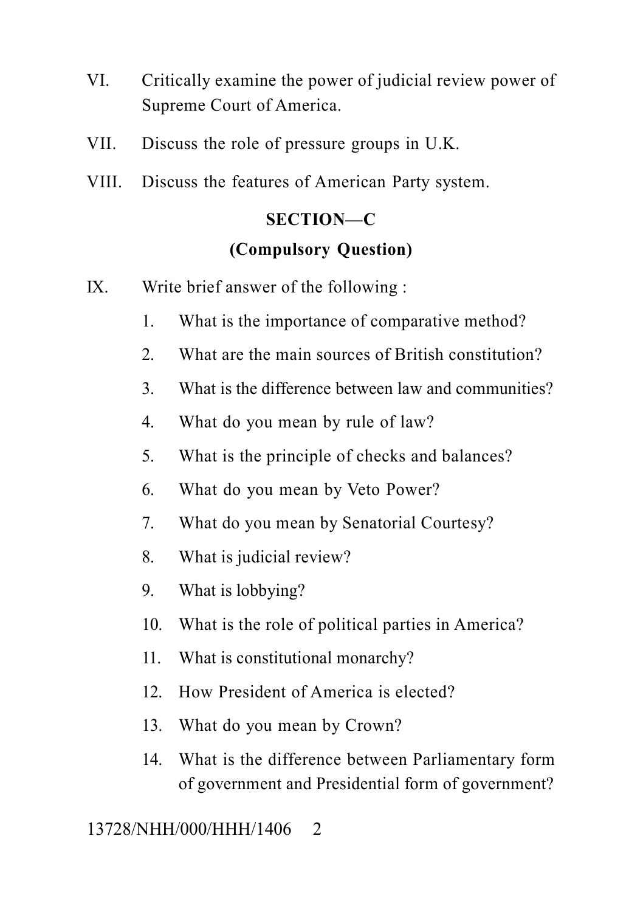VI. Critically examine the power of judicial review power of Supreme Court of America.

VII. Discuss the role of pressure groups in U.K.

VIII. Discuss the features of American Party system.

## SECTION—C

### (Compulsory Question)

IX. Write brief answer of the following :

1. What is the importance of comparative method?
2. What are the main sources of British constitution?
3. What is the difference between law and communities?
4. What do you mean by rule of law?
5. What is the principle of checks and balances?
6. What do you mean by Veto Power?
7. What do you mean by Senatorial Courtesy?
8. What is judicial review?
9. What is lobbying?
10. What is the role of political parties in America?
11. What is constitutional monarchy?
12. How President of America is elected?
13. What do you mean by Crown?
14. What is the difference between Parliamentary form of government and Presidential form of government?

13728/NHH/000/HHH/1406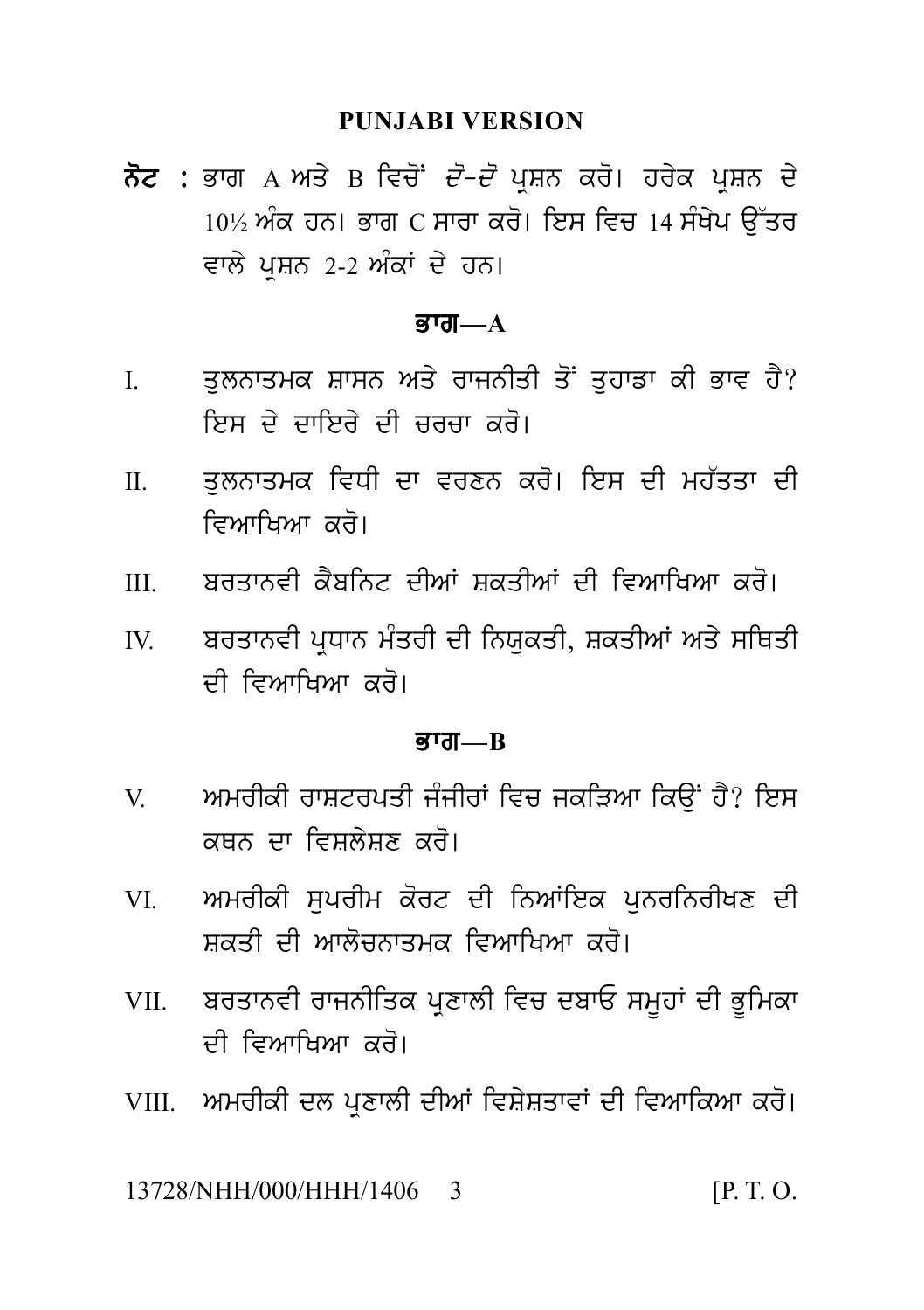## PUNJABI VERSION

**ਨੋਟ** : ਭਾਗ A ਅਤੇ B ਵਿਚੋਂ *ਦੋ-ਦੋ* ਪ੍ਰਸ਼ਨ ਕਰੋ। ਹਰੇਕ ਪ੍ਰਸ਼ਨ ਦੇ 10½ ਅੰਕ ਹਨ। ਭਾਗ C ਸਾਰਾ ਕਰੋ। ਇਸ ਵਿਚ 14 ਸੰਖੇਪ ਉੱਤਰ ਵਾਲੇ ਪ੍ਰਸ਼ਨ 2-2 ਅੰਕਾਂ ਦੇ ਹਨ।

### ਭਾਗ—A

I. ਤੁਲਨਾਤਮਕ ਸ਼ਾਸਨ ਅਤੇ ਰਾਜਨੀਤੀ ਤੋਂ ਤੁਹਾਡਾ ਕੀ ਭਾਵ ਹੈ? ਇਸ ਦੇ ਦਾਇਰੇ ਦੀ ਚਰਚਾ ਕਰੋ।

II. ਤੁਲਨਾਤਮਕ ਵਿਧੀ ਦਾ ਵਰਣਨ ਕਰੋ। ਇਸ ਦੀ ਮਹੱਤਤਾ ਦੀ ਵਿਆਖਿਆ ਕਰੋ।

III. ਬਰਤਾਨਵੀ ਕੈਬਨਿਟ ਦੀਆਂ ਸ਼ਕਤੀਆਂ ਦੀ ਵਿਆਖਿਆ ਕਰੋ।

IV. ਬਰਤਾਨਵੀ ਪ੍ਰਧਾਨ ਮੰਤਰੀ ਦੀ ਨਿਯੁਕਤੀ, ਸ਼ਕਤੀਆਂ ਅਤੇ ਸਥਿਤੀ ਦੀ ਵਿਆਖਿਆ ਕਰੋ।

### ਭਾਗ—B

V. ਅਮਰੀਕੀ ਰਾਸ਼ਟਰਪਤੀ ਜੰਜੀਰਾਂ ਵਿਚ ਜਕੜਿਆ ਕਿਉਂ ਹੈ? ਇਸ ਕਥਨ ਦਾ ਵਿਸ਼ਲੇਸ਼ਣ ਕਰੋ।

VI. ਅਮਰੀਕੀ ਸੁਪਰੀਮ ਕੋਰਟ ਦੀ ਨਿਆਂਇਕ ਪੁਨਰਨਿਰੀਖਣ ਦੀ ਸ਼ਕਤੀ ਦੀ ਆਲੋਚਨਾਤਮਕ ਵਿਆਖਿਆ ਕਰੋ।

VII. ਬਰਤਾਨਵੀ ਰਾਜਨੀਤਿਕ ਪ੍ਰਣਾਲੀ ਵਿਚ ਦਬਾਓ ਸਮੂਹਾਂ ਦੀ ਭੂਮਿਕਾ ਦੀ ਵਿਆਖਿਆ ਕਰੋ।

VIII. ਅਮਰੀਕੀ ਦਲ ਪ੍ਰਣਾਲੀ ਦੀਆਂ ਵਿਸ਼ੇਸ਼ਤਾਵਾਂ ਦੀ ਵਿਆਕਿਆ ਕਰੋ।

13728/NHH/000/HHH/1406 [P. T. O.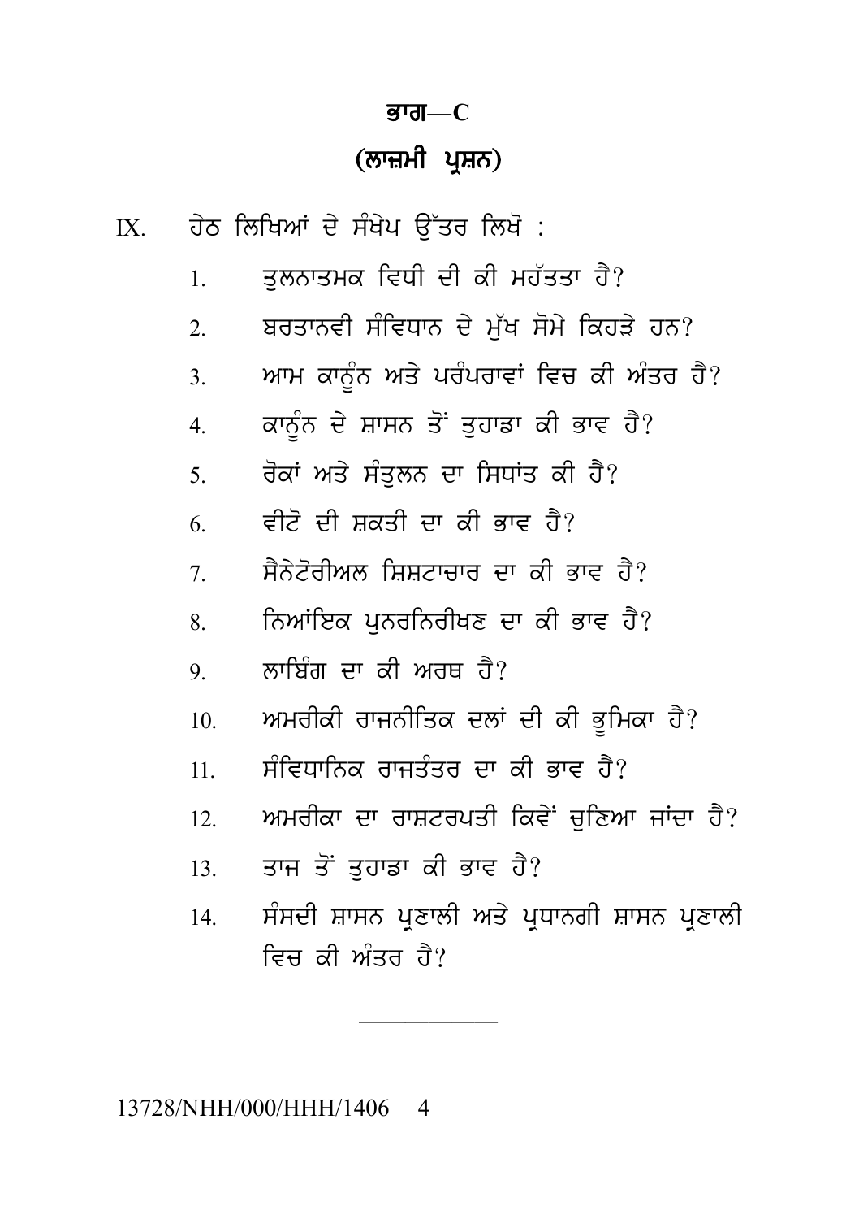## ਭਾਗ—C

### (ਲਾਜ਼ਮੀ ਪ੍ਰਸ਼ਨ)

IX. ਹੇਠ ਲਿਖਿਆਂ ਦੇ ਸੰਖੇਪ ਉੱਤਰ ਲਿਖੋ :

1. ਤੁਲਨਾਤਮਕ ਵਿਧੀ ਦੀ ਕੀ ਮਹੱਤਤਾ ਹੈ?
2. ਬਰਤਾਨਵੀ ਸੰਵਿਧਾਨ ਦੇ ਮੁੱਖ ਸੋਮੇ ਕਿਹੜੇ ਹਨ?
3. ਆਮ ਕਾਨੂੰਨ ਅਤੇ ਪਰੰਪਰਾਵਾਂ ਵਿਚ ਕੀ ਅੰਤਰ ਹੈ?
4. ਕਾਨੂੰਨ ਦੇ ਸ਼ਾਸਨ ਤੋਂ ਤੁਹਾਡਾ ਕੀ ਭਾਵ ਹੈ?
5. ਰੋਕਾਂ ਅਤੇ ਸੰਤੁਲਨ ਦਾ ਸਿਧਾਂਤ ਕੀ ਹੈ?
6. ਵੀਟੋ ਦੀ ਸ਼ਕਤੀ ਦਾ ਕੀ ਭਾਵ ਹੈ?
7. ਸੈਨੇਟੋਰੀਅਲ ਸ਼ਿਸ਼ਟਾਚਾਰ ਦਾ ਕੀ ਭਾਵ ਹੈ?
8. ਨਿਆਂਇਕ ਪੁਨਰਨਿਰੀਖਣ ਦਾ ਕੀ ਭਾਵ ਹੈ?
9. ਲਾਬਿੰਗ ਦਾ ਕੀ ਅਰਥ ਹੈ?
10. ਅਮਰੀਕੀ ਰਾਜਨੀਤਿਕ ਦਲਾਂ ਦੀ ਕੀ ਭੂਮਿਕਾ ਹੈ?
11. ਸੰਵਿਧਾਨਿਕ ਰਾਜਤੰਤਰ ਦਾ ਕੀ ਭਾਵ ਹੈ?
12. ਅਮਰੀਕਾ ਦਾ ਰਾਸ਼ਟਰਪਤੀ ਕਿਵੇਂ ਚੁਣਿਆ ਜਾਂਦਾ ਹੈ?
13. ਤਾਜ ਤੋਂ ਤੁਹਾਡਾ ਕੀ ਭਾਵ ਹੈ?
14. ਸੰਸਦੀ ਸ਼ਾਸਨ ਪ੍ਰਣਾਲੀ ਅਤੇ ਪ੍ਰਧਾਨਗੀ ਸ਼ਾਸਨ ਪ੍ਰਣਾਲੀ ਵਿਚ ਕੀ ਅੰਤਰ ਹੈ?

---

13728/NHH/000/HHH/1406